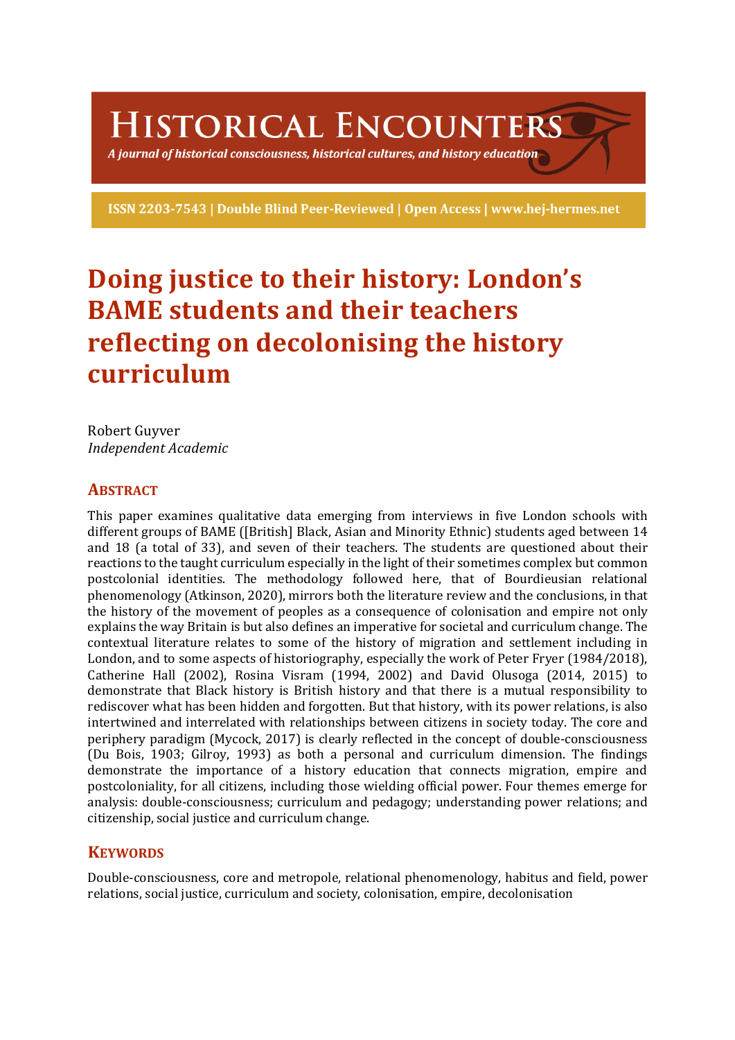# Historical Encounters

*A journal of historical consciousness, historical cultures, and history education*

**ISSN 2203-7543 | Double Blind Peer-Reviewed | Open Access | www.hej-hermes.net**

# Doing justice to their history: London's BAME students and their teachers reflecting on decolonising the history curriculum

Robert Guyver
*Independent Academic*

## Abstract

This paper examines qualitative data emerging from interviews in five London schools with different groups of BAME ([British] Black, Asian and Minority Ethnic) students aged between 14 and 18 (a total of 33), and seven of their teachers. The students are questioned about their reactions to the taught curriculum especially in the light of their sometimes complex but common postcolonial identities. The methodology followed here, that of Bourdieusian relational phenomenology (Atkinson, 2020), mirrors both the literature review and the conclusions, in that the history of the movement of peoples as a consequence of colonisation and empire not only explains the way Britain is but also defines an imperative for societal and curriculum change. The contextual literature relates to some of the history of migration and settlement including in London, and to some aspects of historiography, especially the work of Peter Fryer (1984/2018), Catherine Hall (2002), Rosina Visram (1994, 2002) and David Olusoga (2014, 2015) to demonstrate that Black history is British history and that there is a mutual responsibility to rediscover what has been hidden and forgotten. But that history, with its power relations, is also intertwined and interrelated with relationships between citizens in society today. The core and periphery paradigm (Mycock, 2017) is clearly reflected in the concept of double-consciousness (Du Bois, 1903; Gilroy, 1993) as both a personal and curriculum dimension. The findings demonstrate the importance of a history education that connects migration, empire and postcoloniality, for all citizens, including those wielding official power. Four themes emerge for analysis: double-consciousness; curriculum and pedagogy; understanding power relations; and citizenship, social justice and curriculum change.

## Keywords

Double-consciousness, core and metropole, relational phenomenology, habitus and field, power relations, social justice, curriculum and society, colonisation, empire, decolonisation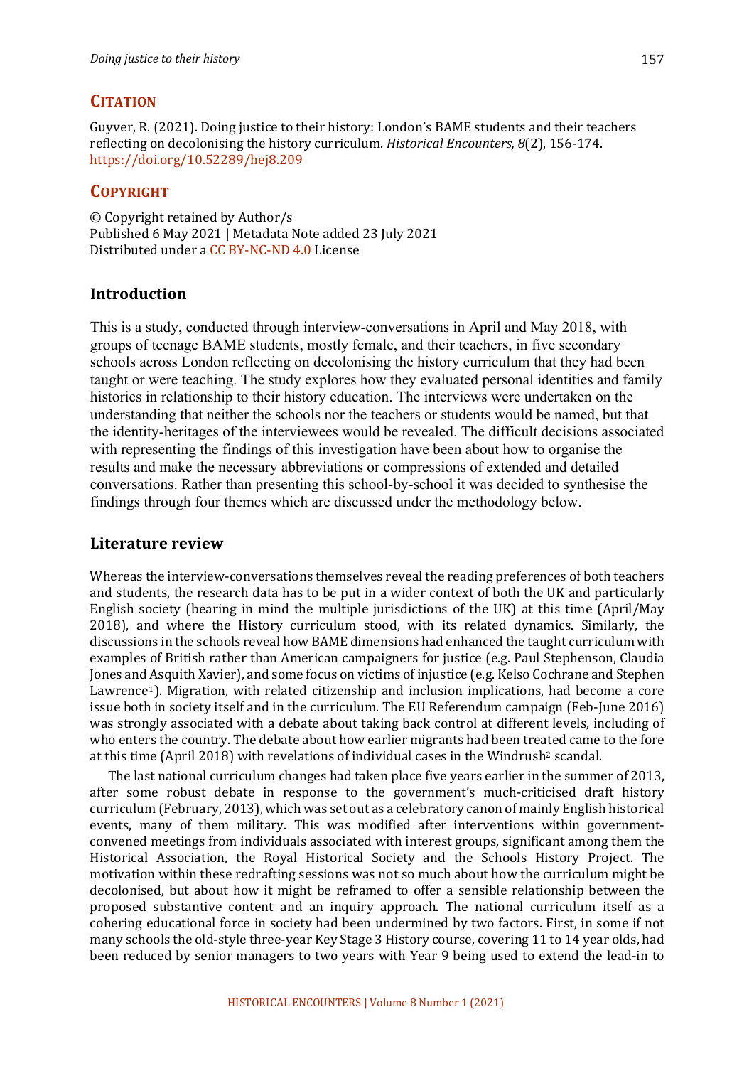## CITATION

Guyver, R. (2021). Doing justice to their history: London's BAME students and their teachers reflecting on decolonising the history curriculum. *Historical Encounters, 8*(2), 156-174. https://doi.org/10.52289/hej8.209

## COPYRIGHT

© Copyright retained by Author/s
Published 6 May 2021 | Metadata Note added 23 July 2021
Distributed under a CC BY-NC-ND 4.0 License

## Introduction

This is a study, conducted through interview-conversations in April and May 2018, with groups of teenage BAME students, mostly female, and their teachers, in five secondary schools across London reflecting on decolonising the history curriculum that they had been taught or were teaching. The study explores how they evaluated personal identities and family histories in relationship to their history education. The interviews were undertaken on the understanding that neither the schools nor the teachers or students would be named, but that the identity-heritages of the interviewees would be revealed. The difficult decisions associated with representing the findings of this investigation have been about how to organise the results and make the necessary abbreviations or compressions of extended and detailed conversations. Rather than presenting this school-by-school it was decided to synthesise the findings through four themes which are discussed under the methodology below.

## Literature review

Whereas the interview-conversations themselves reveal the reading preferences of both teachers and students, the research data has to be put in a wider context of both the UK and particularly English society (bearing in mind the multiple jurisdictions of the UK) at this time (April/May 2018), and where the History curriculum stood, with its related dynamics. Similarly, the discussions in the schools reveal how BAME dimensions had enhanced the taught curriculum with examples of British rather than American campaigners for justice (e.g. Paul Stephenson, Claudia Jones and Asquith Xavier), and some focus on victims of injustice (e.g. Kelso Cochrane and Stephen Lawrence[1]). Migration, with related citizenship and inclusion implications, had become a core issue both in society itself and in the curriculum. The EU Referendum campaign (Feb-June 2016) was strongly associated with a debate about taking back control at different levels, including of who enters the country. The debate about how earlier migrants had been treated came to the fore at this time (April 2018) with revelations of individual cases in the Windrush[2] scandal.

The last national curriculum changes had taken place five years earlier in the summer of 2013, after some robust debate in response to the government's much-criticised draft history curriculum (February, 2013), which was set out as a celebratory canon of mainly English historical events, many of them military. This was modified after interventions within government-convened meetings from individuals associated with interest groups, significant among them the Historical Association, the Royal Historical Society and the Schools History Project. The motivation within these redrafting sessions was not so much about how the curriculum might be decolonised, but about how it might be reframed to offer a sensible relationship between the proposed substantive content and an inquiry approach. The national curriculum itself as a cohering educational force in society had been undermined by two factors. First, in some if not many schools the old-style three-year Key Stage 3 History course, covering 11 to 14 year olds, had been reduced by senior managers to two years with Year 9 being used to extend the lead-in to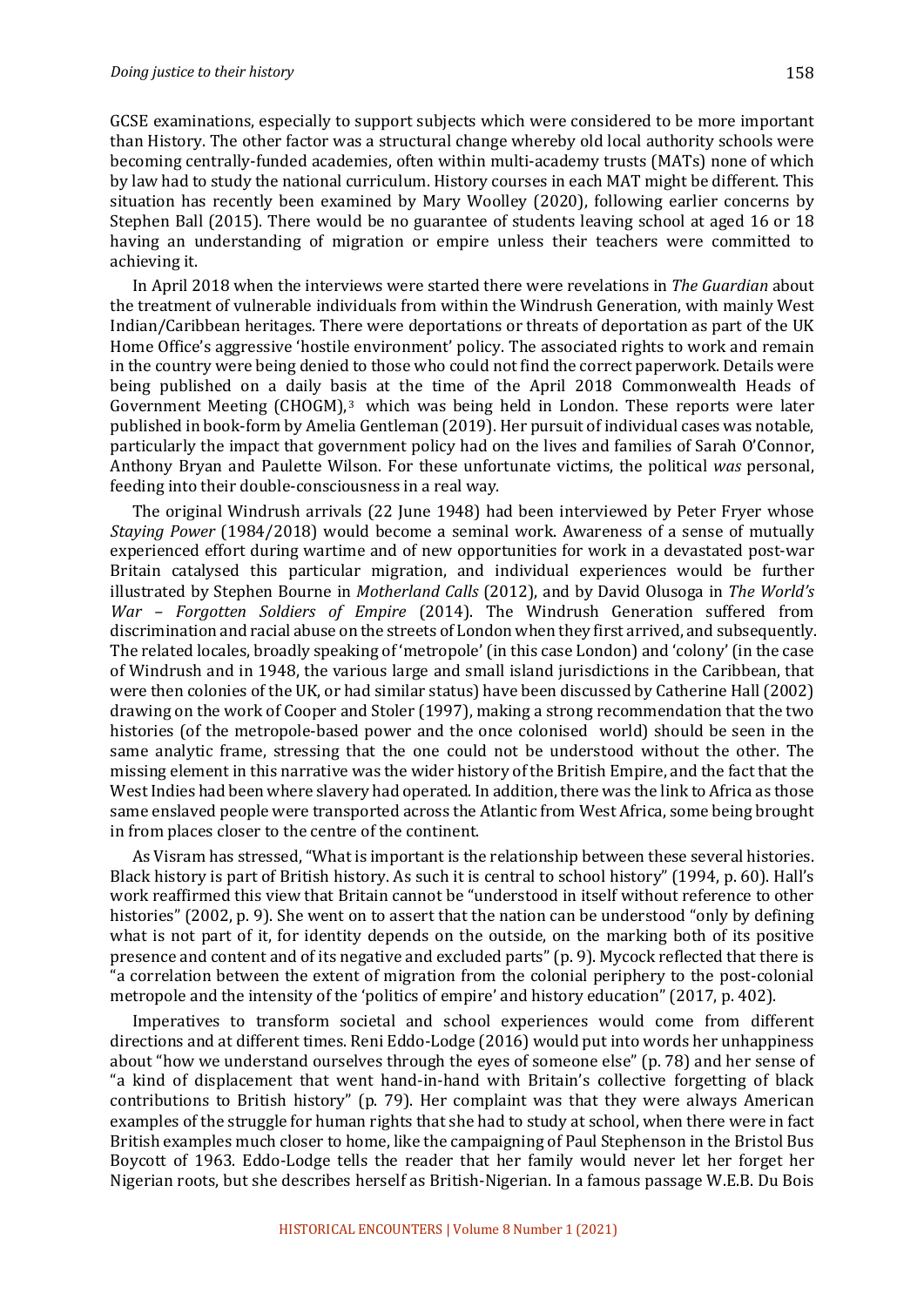GCSE examinations, especially to support subjects which were considered to be more important than History. The other factor was a structural change whereby old local authority schools were becoming centrally-funded academies, often within multi-academy trusts (MATs) none of which by law had to study the national curriculum. History courses in each MAT might be different. This situation has recently been examined by Mary Woolley (2020), following earlier concerns by Stephen Ball (2015). There would be no guarantee of students leaving school at aged 16 or 18 having an understanding of migration or empire unless their teachers were committed to achieving it.

In April 2018 when the interviews were started there were revelations in *The Guardian* about the treatment of vulnerable individuals from within the Windrush Generation, with mainly West Indian/Caribbean heritages. There were deportations or threats of deportation as part of the UK Home Office's aggressive 'hostile environment' policy. The associated rights to work and remain in the country were being denied to those who could not find the correct paperwork. Details were being published on a daily basis at the time of the April 2018 Commonwealth Heads of Government Meeting (CHOGM),[3] which was being held in London. These reports were later published in book-form by Amelia Gentleman (2019). Her pursuit of individual cases was notable, particularly the impact that government policy had on the lives and families of Sarah O'Connor, Anthony Bryan and Paulette Wilson. For these unfortunate victims, the political *was* personal, feeding into their double-consciousness in a real way.

The original Windrush arrivals (22 June 1948) had been interviewed by Peter Fryer whose *Staying Power* (1984/2018) would become a seminal work. Awareness of a sense of mutually experienced effort during wartime and of new opportunities for work in a devastated post-war Britain catalysed this particular migration, and individual experiences would be further illustrated by Stephen Bourne in *Motherland Calls* (2012), and by David Olusoga in *The World's War – Forgotten Soldiers of Empire* (2014). The Windrush Generation suffered from discrimination and racial abuse on the streets of London when they first arrived, and subsequently. The related locales, broadly speaking of 'metropole' (in this case London) and 'colony' (in the case of Windrush and in 1948, the various large and small island jurisdictions in the Caribbean, that were then colonies of the UK, or had similar status) have been discussed by Catherine Hall (2002) drawing on the work of Cooper and Stoler (1997), making a strong recommendation that the two histories (of the metropole-based power and the once colonised world) should be seen in the same analytic frame, stressing that the one could not be understood without the other. The missing element in this narrative was the wider history of the British Empire, and the fact that the West Indies had been where slavery had operated. In addition, there was the link to Africa as those same enslaved people were transported across the Atlantic from West Africa, some being brought in from places closer to the centre of the continent.

As Visram has stressed, "What is important is the relationship between these several histories. Black history is part of British history. As such it is central to school history" (1994, p. 60). Hall's work reaffirmed this view that Britain cannot be "understood in itself without reference to other histories" (2002, p. 9). She went on to assert that the nation can be understood "only by defining what is not part of it, for identity depends on the outside, on the marking both of its positive presence and content and of its negative and excluded parts" (p. 9). Mycock reflected that there is "a correlation between the extent of migration from the colonial periphery to the post-colonial metropole and the intensity of the 'politics of empire' and history education" (2017, p. 402).

Imperatives to transform societal and school experiences would come from different directions and at different times. Reni Eddo-Lodge (2016) would put into words her unhappiness about "how we understand ourselves through the eyes of someone else" (p. 78) and her sense of "a kind of displacement that went hand-in-hand with Britain's collective forgetting of black contributions to British history" (p. 79). Her complaint was that they were always American examples of the struggle for human rights that she had to study at school, when there were in fact British examples much closer to home, like the campaigning of Paul Stephenson in the Bristol Bus Boycott of 1963. Eddo-Lodge tells the reader that her family would never let her forget her Nigerian roots, but she describes herself as British-Nigerian. In a famous passage W.E.B. Du Bois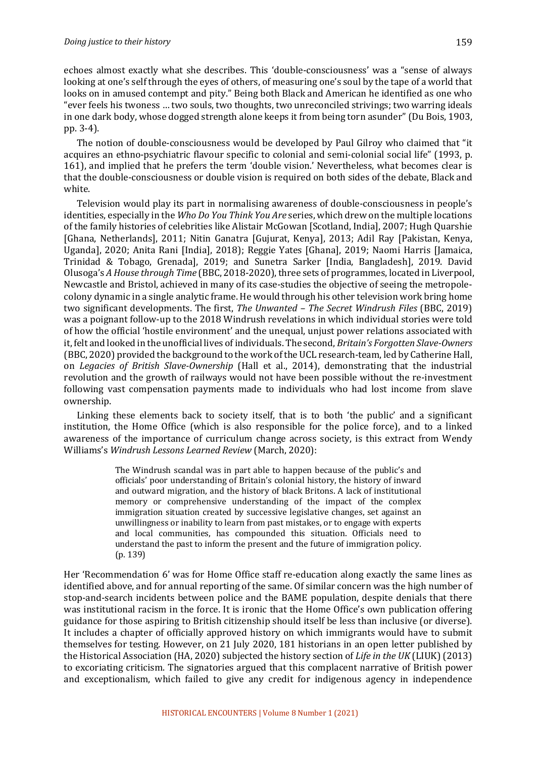echoes almost exactly what she describes. This 'double-consciousness' was a "sense of always looking at one's self through the eyes of others, of measuring one's soul by the tape of a world that looks on in amused contempt and pity." Being both Black and American he identified as one who "ever feels his twoness … two souls, two thoughts, two unreconciled strivings; two warring ideals in one dark body, whose dogged strength alone keeps it from being torn asunder" (Du Bois, 1903, pp. 3-4).

The notion of double-consciousness would be developed by Paul Gilroy who claimed that "it acquires an ethno-psychiatric flavour specific to colonial and semi-colonial social life" (1993, p. 161), and implied that he prefers the term 'double vision.' Nevertheless, what becomes clear is that the double-consciousness or double vision is required on both sides of the debate, Black and white.

Television would play its part in normalising awareness of double-consciousness in people's identities, especially in the *Who Do You Think You Are* series, which drew on the multiple locations of the family histories of celebrities like Alistair McGowan [Scotland, India], 2007; Hugh Quarshie [Ghana, Netherlands], 2011; Nitin Ganatra [Gujurat, Kenya], 2013; Adil Ray [Pakistan, Kenya, Uganda], 2020; Anita Rani [India], 2018); Reggie Yates [Ghana], 2019; Naomi Harris [Jamaica, Trinidad & Tobago, Grenada], 2019; and Sunetra Sarker [India, Bangladesh], 2019. David Olusoga's *A House through Time* (BBC, 2018-2020), three sets of programmes, located in Liverpool, Newcastle and Bristol, achieved in many of its case-studies the objective of seeing the metropole-colony dynamic in a single analytic frame. He would through his other television work bring home two significant developments. The first, *The Unwanted – The Secret Windrush Files* (BBC, 2019) was a poignant follow-up to the 2018 Windrush revelations in which individual stories were told of how the official 'hostile environment' and the unequal, unjust power relations associated with it, felt and looked in the unofficial lives of individuals. The second, *Britain's Forgotten Slave-Owners* (BBC, 2020) provided the background to the work of the UCL research-team, led by Catherine Hall, on *Legacies of British Slave-Ownership* (Hall et al., 2014), demonstrating that the industrial revolution and the growth of railways would not have been possible without the re-investment following vast compensation payments made to individuals who had lost income from slave ownership.

Linking these elements back to society itself, that is to both 'the public' and a significant institution, the Home Office (which is also responsible for the police force), and to a linked awareness of the importance of curriculum change across society, is this extract from Wendy Williams's *Windrush Lessons Learned Review* (March, 2020):

> The Windrush scandal was in part able to happen because of the public's and officials' poor understanding of Britain's colonial history, the history of inward and outward migration, and the history of black Britons. A lack of institutional memory or comprehensive understanding of the impact of the complex immigration situation created by successive legislative changes, set against an unwillingness or inability to learn from past mistakes, or to engage with experts and local communities, has compounded this situation. Officials need to understand the past to inform the present and the future of immigration policy. (p. 139)

Her 'Recommendation 6' was for Home Office staff re-education along exactly the same lines as identified above, and for annual reporting of the same. Of similar concern was the high number of stop-and-search incidents between police and the BAME population, despite denials that there was institutional racism in the force. It is ironic that the Home Office's own publication offering guidance for those aspiring to British citizenship should itself be less than inclusive (or diverse). It includes a chapter of officially approved history on which immigrants would have to submit themselves for testing. However, on 21 July 2020, 181 historians in an open letter published by the Historical Association (HA, 2020) subjected the history section of *Life in the UK* (LIUK) (2013) to excoriating criticism. The signatories argued that this complacent narrative of British power and exceptionalism, which failed to give any credit for indigenous agency in independence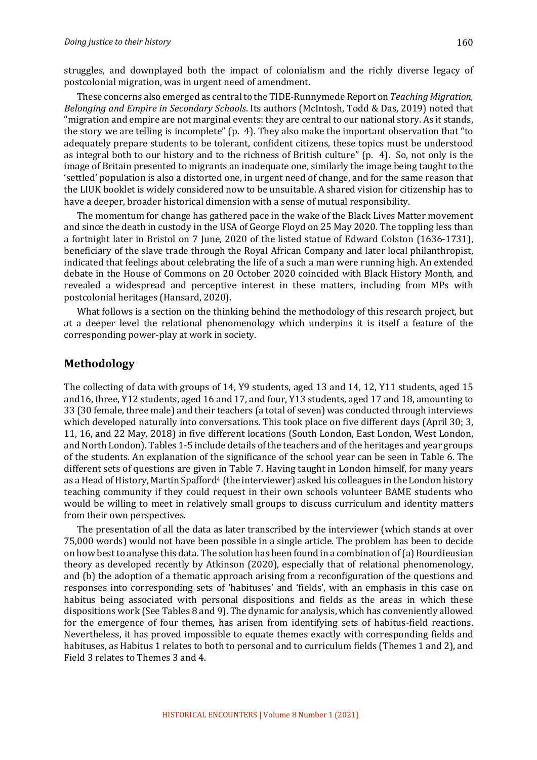struggles, and downplayed both the impact of colonialism and the richly diverse legacy of postcolonial migration, was in urgent need of amendment.

These concerns also emerged as central to the TIDE-Runnymede Report on *Teaching Migration, Belonging and Empire in Secondary Schools*. Its authors (McIntosh, Todd & Das, 2019) noted that "migration and empire are not marginal events: they are central to our national story. As it stands, the story we are telling is incomplete" (p. 4). They also make the important observation that "to adequately prepare students to be tolerant, confident citizens, these topics must be understood as integral both to our history and to the richness of British culture" (p. 4). So, not only is the image of Britain presented to migrants an inadequate one, similarly the image being taught to the 'settled' population is also a distorted one, in urgent need of change, and for the same reason that the LIUK booklet is widely considered now to be unsuitable. A shared vision for citizenship has to have a deeper, broader historical dimension with a sense of mutual responsibility.

The momentum for change has gathered pace in the wake of the Black Lives Matter movement and since the death in custody in the USA of George Floyd on 25 May 2020. The toppling less than a fortnight later in Bristol on 7 June, 2020 of the listed statue of Edward Colston (1636-1731), beneficiary of the slave trade through the Royal African Company and later local philanthropist, indicated that feelings about celebrating the life of a such a man were running high. An extended debate in the House of Commons on 20 October 2020 coincided with Black History Month, and revealed a widespread and perceptive interest in these matters, including from MPs with postcolonial heritages (Hansard, 2020).

What follows is a section on the thinking behind the methodology of this research project, but at a deeper level the relational phenomenology which underpins it is itself a feature of the corresponding power-play at work in society.

## Methodology

The collecting of data with groups of 14, Y9 students, aged 13 and 14, 12, Y11 students, aged 15 and16, three, Y12 students, aged 16 and 17, and four, Y13 students, aged 17 and 18, amounting to 33 (30 female, three male) and their teachers (a total of seven) was conducted through interviews which developed naturally into conversations. This took place on five different days (April 30; 3, 11, 16, and 22 May, 2018) in five different locations (South London, East London, West London, and North London). Tables 1-5 include details of the teachers and of the heritages and year groups of the students. An explanation of the significance of the school year can be seen in Table 6. The different sets of questions are given in Table 7. Having taught in London himself, for many years as a Head of History, Martin Spafford[4] (the interviewer) asked his colleagues in the London history teaching community if they could request in their own schools volunteer BAME students who would be willing to meet in relatively small groups to discuss curriculum and identity matters from their own perspectives.

The presentation of all the data as later transcribed by the interviewer (which stands at over 75,000 words) would not have been possible in a single article. The problem has been to decide on how best to analyse this data. The solution has been found in a combination of (a) Bourdieusian theory as developed recently by Atkinson (2020), especially that of relational phenomenology, and (b) the adoption of a thematic approach arising from a reconfiguration of the questions and responses into corresponding sets of 'habituses' and 'fields', with an emphasis in this case on habitus being associated with personal dispositions and fields as the areas in which these dispositions work (See Tables 8 and 9). The dynamic for analysis, which has conveniently allowed for the emergence of four themes, has arisen from identifying sets of habitus-field reactions. Nevertheless, it has proved impossible to equate themes exactly with corresponding fields and habituses, as Habitus 1 relates to both to personal and to curriculum fields (Themes 1 and 2), and Field 3 relates to Themes 3 and 4.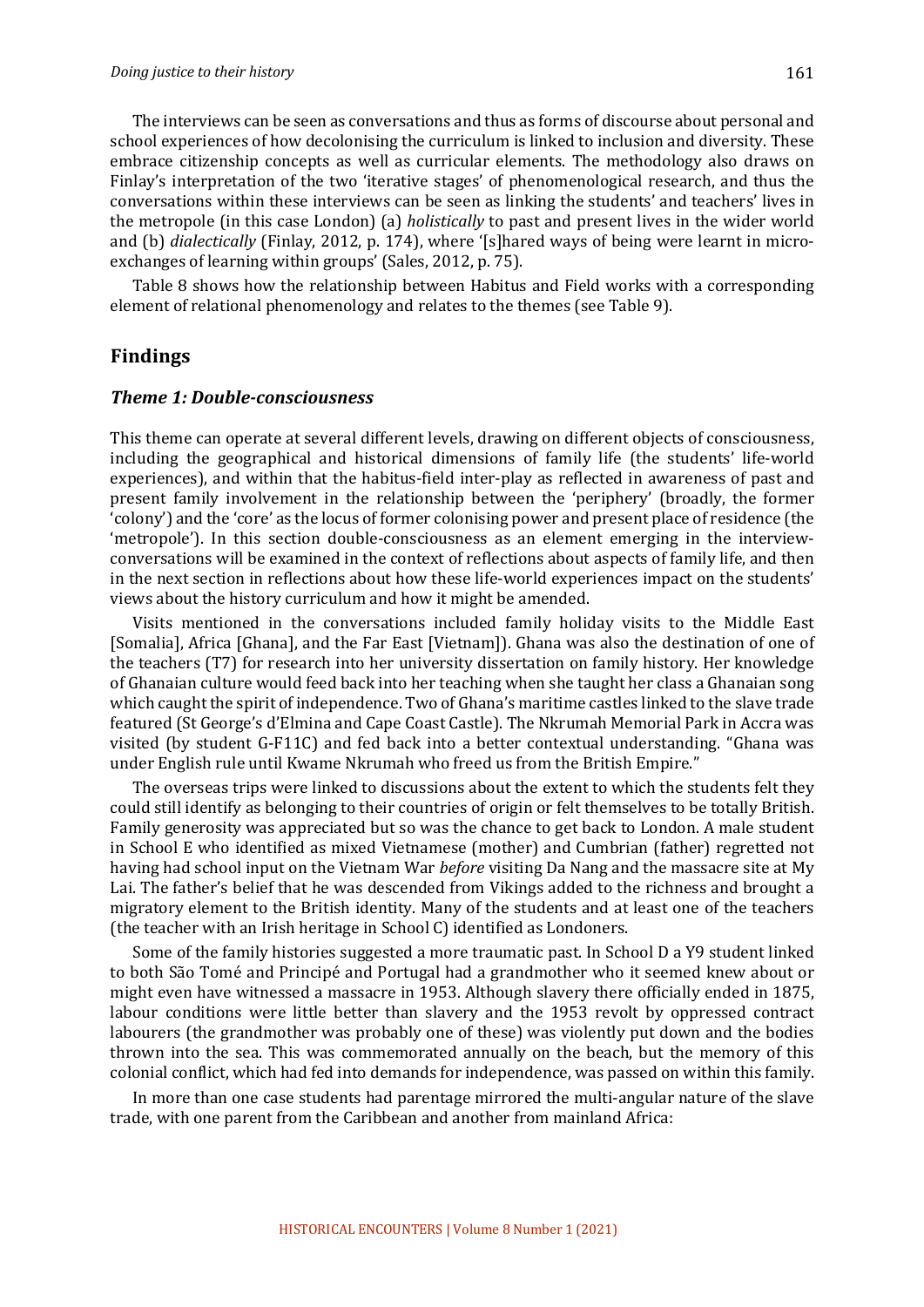The interviews can be seen as conversations and thus as forms of discourse about personal and school experiences of how decolonising the curriculum is linked to inclusion and diversity. These embrace citizenship concepts as well as curricular elements. The methodology also draws on Finlay's interpretation of the two 'iterative stages' of phenomenological research, and thus the conversations within these interviews can be seen as linking the students' and teachers' lives in the metropole (in this case London) (a) *holistically* to past and present lives in the wider world and (b) *dialectically* (Finlay, 2012, p. 174), where '[s]hared ways of being were learnt in micro-exchanges of learning within groups' (Sales, 2012, p. 75).

Table 8 shows how the relationship between Habitus and Field works with a corresponding element of relational phenomenology and relates to the themes (see Table 9).

## Findings

### *Theme 1: Double-consciousness*

This theme can operate at several different levels, drawing on different objects of consciousness, including the geographical and historical dimensions of family life (the students' life-world experiences), and within that the habitus-field inter-play as reflected in awareness of past and present family involvement in the relationship between the 'periphery' (broadly, the former 'colony') and the 'core' as the locus of former colonising power and present place of residence (the 'metropole'). In this section double-consciousness as an element emerging in the interview-conversations will be examined in the context of reflections about aspects of family life, and then in the next section in reflections about how these life-world experiences impact on the students' views about the history curriculum and how it might be amended.

Visits mentioned in the conversations included family holiday visits to the Middle East [Somalia], Africa [Ghana], and the Far East [Vietnam]). Ghana was also the destination of one of the teachers (T7) for research into her university dissertation on family history. Her knowledge of Ghanaian culture would feed back into her teaching when she taught her class a Ghanaian song which caught the spirit of independence. Two of Ghana's maritime castles linked to the slave trade featured (St George's d'Elmina and Cape Coast Castle). The Nkrumah Memorial Park in Accra was visited (by student G-F11C) and fed back into a better contextual understanding. "Ghana was under English rule until Kwame Nkrumah who freed us from the British Empire."

The overseas trips were linked to discussions about the extent to which the students felt they could still identify as belonging to their countries of origin or felt themselves to be totally British. Family generosity was appreciated but so was the chance to get back to London. A male student in School E who identified as mixed Vietnamese (mother) and Cumbrian (father) regretted not having had school input on the Vietnam War *before* visiting Da Nang and the massacre site at My Lai. The father's belief that he was descended from Vikings added to the richness and brought a migratory element to the British identity. Many of the students and at least one of the teachers (the teacher with an Irish heritage in School C) identified as Londoners.

Some of the family histories suggested a more traumatic past. In School D a Y9 student linked to both São Tomé and Principé and Portugal had a grandmother who it seemed knew about or might even have witnessed a massacre in 1953. Although slavery there officially ended in 1875, labour conditions were little better than slavery and the 1953 revolt by oppressed contract labourers (the grandmother was probably one of these) was violently put down and the bodies thrown into the sea. This was commemorated annually on the beach, but the memory of this colonial conflict, which had fed into demands for independence, was passed on within this family.

In more than one case students had parentage mirrored the multi-angular nature of the slave trade, with one parent from the Caribbean and another from mainland Africa: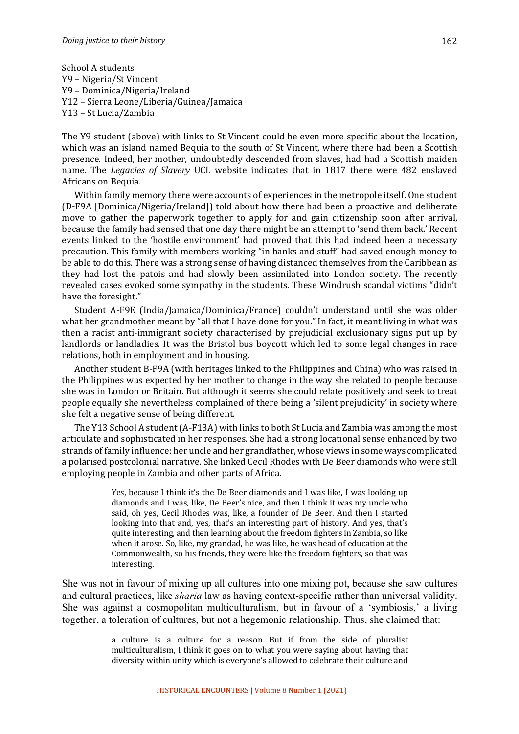School A students
Y9 – Nigeria/St Vincent
Y9 – Dominica/Nigeria/Ireland
Y12 – Sierra Leone/Liberia/Guinea/Jamaica
Y13 – St Lucia/Zambia

The Y9 student (above) with links to St Vincent could be even more specific about the location, which was an island named Bequia to the south of St Vincent, where there had been a Scottish presence. Indeed, her mother, undoubtedly descended from slaves, had had a Scottish maiden name. The *Legacies of Slavery* UCL website indicates that in 1817 there were 482 enslaved Africans on Bequia.

Within family memory there were accounts of experiences in the metropole itself. One student (D-F9A [Dominica/Nigeria/Ireland]) told about how there had been a proactive and deliberate move to gather the paperwork together to apply for and gain citizenship soon after arrival, because the family had sensed that one day there might be an attempt to 'send them back.' Recent events linked to the 'hostile environment' had proved that this had indeed been a necessary precaution. This family with members working "in banks and stuff" had saved enough money to be able to do this. There was a strong sense of having distanced themselves from the Caribbean as they had lost the patois and had slowly been assimilated into London society. The recently revealed cases evoked some sympathy in the students. These Windrush scandal victims "didn't have the foresight."

Student A-F9E (India/Jamaica/Dominica/France) couldn't understand until she was older what her grandmother meant by "all that I have done for you." In fact, it meant living in what was then a racist anti-immigrant society characterised by prejudicial exclusionary signs put up by landlords or landladies. It was the Bristol bus boycott which led to some legal changes in race relations, both in employment and in housing.

Another student B-F9A (with heritages linked to the Philippines and China) who was raised in the Philippines was expected by her mother to change in the way she related to people because she was in London or Britain. But although it seems she could relate positively and seek to treat people equally she nevertheless complained of there being a 'silent prejudicity' in society where she felt a negative sense of being different.

The Y13 School A student (A-F13A) with links to both St Lucia and Zambia was among the most articulate and sophisticated in her responses. She had a strong locational sense enhanced by two strands of family influence: her uncle and her grandfather, whose views in some ways complicated a polarised postcolonial narrative. She linked Cecil Rhodes with De Beer diamonds who were still employing people in Zambia and other parts of Africa.

> Yes, because I think it's the De Beer diamonds and I was like, I was looking up diamonds and I was, like, De Beer's nice, and then I think it was my uncle who said, oh yes, Cecil Rhodes was, like, a founder of De Beer. And then I started looking into that and, yes, that's an interesting part of history. And yes, that's quite interesting, and then learning about the freedom fighters in Zambia, so like when it arose. So, like, my grandad, he was like, he was head of education at the Commonwealth, so his friends, they were like the freedom fighters, so that was interesting.

She was not in favour of mixing up all cultures into one mixing pot, because she saw cultures and cultural practices, like *sharia* law as having context-specific rather than universal validity. She was against a cosmopolitan multiculturalism, but in favour of a 'symbiosis,' a living together, a toleration of cultures, but not a hegemonic relationship. Thus, she claimed that:

> a culture is a culture for a reason…But if from the side of pluralist multiculturalism, I think it goes on to what you were saying about having that diversity within unity which is everyone's allowed to celebrate their culture and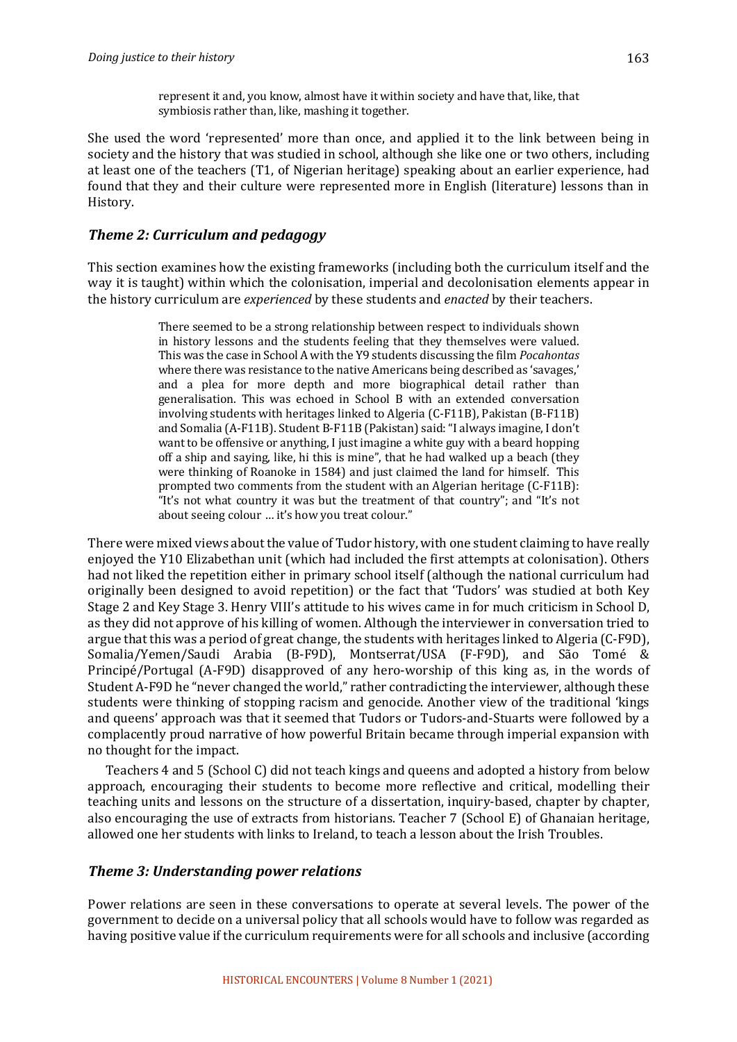> represent it and, you know, almost have it within society and have that, like, that symbiosis rather than, like, mashing it together.

She used the word 'represented' more than once, and applied it to the link between being in society and the history that was studied in school, although she like one or two others, including at least one of the teachers (T1, of Nigerian heritage) speaking about an earlier experience, had found that they and their culture were represented more in English (literature) lessons than in History.

### *Theme 2: Curriculum and pedagogy*

This section examines how the existing frameworks (including both the curriculum itself and the way it is taught) within which the colonisation, imperial and decolonisation elements appear in the history curriculum are *experienced* by these students and *enacted* by their teachers.

> There seemed to be a strong relationship between respect to individuals shown in history lessons and the students feeling that they themselves were valued. This was the case in School A with the Y9 students discussing the film *Pocahontas* where there was resistance to the native Americans being described as 'savages,' and a plea for more depth and more biographical detail rather than generalisation. This was echoed in School B with an extended conversation involving students with heritages linked to Algeria (C-F11B), Pakistan (B-F11B) and Somalia (A-F11B). Student B-F11B (Pakistan) said: "I always imagine, I don't want to be offensive or anything, I just imagine a white guy with a beard hopping off a ship and saying, like, hi this is mine", that he had walked up a beach (they were thinking of Roanoke in 1584) and just claimed the land for himself. This prompted two comments from the student with an Algerian heritage (C-F11B): "It's not what country it was but the treatment of that country"; and "It's not about seeing colour … it's how you treat colour."

There were mixed views about the value of Tudor history, with one student claiming to have really enjoyed the Y10 Elizabethan unit (which had included the first attempts at colonisation). Others had not liked the repetition either in primary school itself (although the national curriculum had originally been designed to avoid repetition) or the fact that 'Tudors' was studied at both Key Stage 2 and Key Stage 3. Henry VIII's attitude to his wives came in for much criticism in School D, as they did not approve of his killing of women. Although the interviewer in conversation tried to argue that this was a period of great change, the students with heritages linked to Algeria (C-F9D), Somalia/Yemen/Saudi Arabia (B-F9D), Montserrat/USA (F-F9D), and São Tomé & Principé/Portugal (A-F9D) disapproved of any hero-worship of this king as, in the words of Student A-F9D he "never changed the world," rather contradicting the interviewer, although these students were thinking of stopping racism and genocide. Another view of the traditional 'kings and queens' approach was that it seemed that Tudors or Tudors-and-Stuarts were followed by a complacently proud narrative of how powerful Britain became through imperial expansion with no thought for the impact.

Teachers 4 and 5 (School C) did not teach kings and queens and adopted a history from below approach, encouraging their students to become more reflective and critical, modelling their teaching units and lessons on the structure of a dissertation, inquiry-based, chapter by chapter, also encouraging the use of extracts from historians. Teacher 7 (School E) of Ghanaian heritage, allowed one her students with links to Ireland, to teach a lesson about the Irish Troubles.

### *Theme 3: Understanding power relations*

Power relations are seen in these conversations to operate at several levels. The power of the government to decide on a universal policy that all schools would have to follow was regarded as having positive value if the curriculum requirements were for all schools and inclusive (according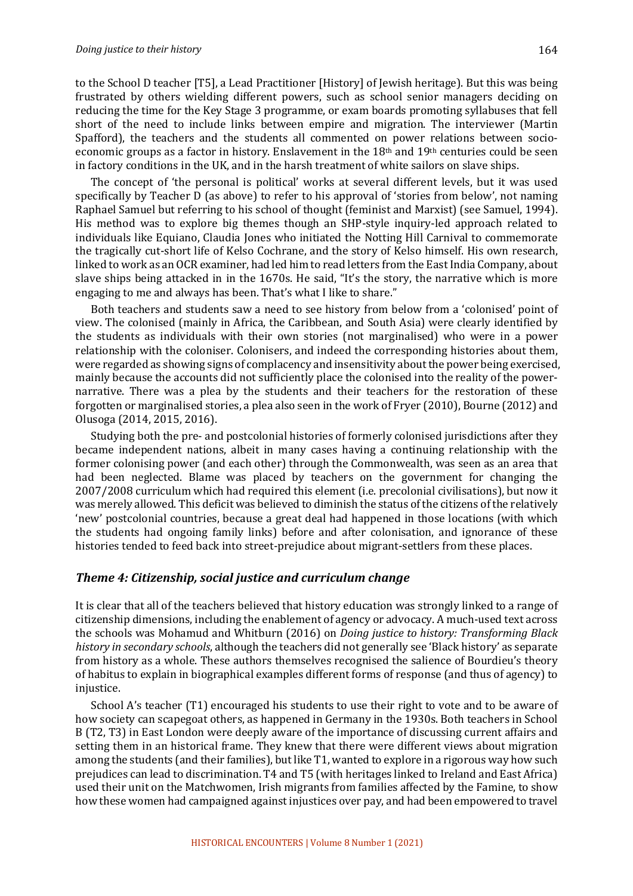to the School D teacher [T5], a Lead Practitioner [History] of Jewish heritage). But this was being frustrated by others wielding different powers, such as school senior managers deciding on reducing the time for the Key Stage 3 programme, or exam boards promoting syllabuses that fell short of the need to include links between empire and migration. The interviewer (Martin Spafford), the teachers and the students all commented on power relations between socio-economic groups as a factor in history. Enslavement in the 18th and 19th centuries could be seen in factory conditions in the UK, and in the harsh treatment of white sailors on slave ships.

The concept of 'the personal is political' works at several different levels, but it was used specifically by Teacher D (as above) to refer to his approval of 'stories from below', not naming Raphael Samuel but referring to his school of thought (feminist and Marxist) (see Samuel, 1994). His method was to explore big themes though an SHP-style inquiry-led approach related to individuals like Equiano, Claudia Jones who initiated the Notting Hill Carnival to commemorate the tragically cut-short life of Kelso Cochrane, and the story of Kelso himself. His own research, linked to work as an OCR examiner, had led him to read letters from the East India Company, about slave ships being attacked in in the 1670s. He said, "It's the story, the narrative which is more engaging to me and always has been. That's what I like to share."

Both teachers and students saw a need to see history from below from a 'colonised' point of view. The colonised (mainly in Africa, the Caribbean, and South Asia) were clearly identified by the students as individuals with their own stories (not marginalised) who were in a power relationship with the coloniser. Colonisers, and indeed the corresponding histories about them, were regarded as showing signs of complacency and insensitivity about the power being exercised, mainly because the accounts did not sufficiently place the colonised into the reality of the power-narrative. There was a plea by the students and their teachers for the restoration of these forgotten or marginalised stories, a plea also seen in the work of Fryer (2010), Bourne (2012) and Olusoga (2014, 2015, 2016).

Studying both the pre- and postcolonial histories of formerly colonised jurisdictions after they became independent nations, albeit in many cases having a continuing relationship with the former colonising power (and each other) through the Commonwealth, was seen as an area that had been neglected. Blame was placed by teachers on the government for changing the 2007/2008 curriculum which had required this element (i.e. precolonial civilisations), but now it was merely allowed. This deficit was believed to diminish the status of the citizens of the relatively 'new' postcolonial countries, because a great deal had happened in those locations (with which the students had ongoing family links) before and after colonisation, and ignorance of these histories tended to feed back into street-prejudice about migrant-settlers from these places.

### *Theme 4: Citizenship, social justice and curriculum change*

It is clear that all of the teachers believed that history education was strongly linked to a range of citizenship dimensions, including the enablement of agency or advocacy. A much-used text across the schools was Mohamud and Whitburn (2016) on *Doing justice to history: Transforming Black history in secondary schools*, although the teachers did not generally see 'Black history' as separate from history as a whole. These authors themselves recognised the salience of Bourdieu's theory of habitus to explain in biographical examples different forms of response (and thus of agency) to injustice.

School A's teacher (T1) encouraged his students to use their right to vote and to be aware of how society can scapegoat others, as happened in Germany in the 1930s. Both teachers in School B (T2, T3) in East London were deeply aware of the importance of discussing current affairs and setting them in an historical frame. They knew that there were different views about migration among the students (and their families), but like T1, wanted to explore in a rigorous way how such prejudices can lead to discrimination. T4 and T5 (with heritages linked to Ireland and East Africa) used their unit on the Matchwomen, Irish migrants from families affected by the Famine, to show how these women had campaigned against injustices over pay, and had been empowered to travel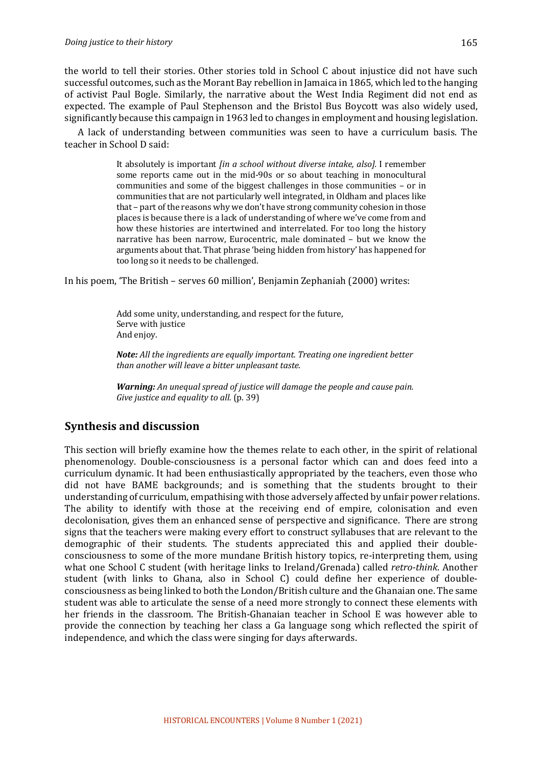the world to tell their stories. Other stories told in School C about injustice did not have such successful outcomes, such as the Morant Bay rebellion in Jamaica in 1865, which led to the hanging of activist Paul Bogle. Similarly, the narrative about the West India Regiment did not end as expected. The example of Paul Stephenson and the Bristol Bus Boycott was also widely used, significantly because this campaign in 1963 led to changes in employment and housing legislation.

A lack of understanding between communities was seen to have a curriculum basis. The teacher in School D said:

> It absolutely is important *[in a school without diverse intake, also].* I remember some reports came out in the mid-90s or so about teaching in monocultural communities and some of the biggest challenges in those communities – or in communities that are not particularly well integrated, in Oldham and places like that – part of the reasons why we don't have strong community cohesion in those places is because there is a lack of understanding of where we've come from and how these histories are intertwined and interrelated. For too long the history narrative has been narrow, Eurocentric, male dominated – but we know the arguments about that. That phrase 'being hidden from history' has happened for too long so it needs to be challenged.

In his poem, 'The British – serves 60 million', Benjamin Zephaniah (2000) writes:

> Add some unity, understanding, and respect for the future,
> Serve with justice
> And enjoy.
>
> ***Note:*** *All the ingredients are equally important. Treating one ingredient better than another will leave a bitter unpleasant taste.*
>
> ***Warning:*** *An unequal spread of justice will damage the people and cause pain. Give justice and equality to all.* (p. 39)

## Synthesis and discussion

This section will briefly examine how the themes relate to each other, in the spirit of relational phenomenology. Double-consciousness is a personal factor which can and does feed into a curriculum dynamic. It had been enthusiastically appropriated by the teachers, even those who did not have BAME backgrounds; and is something that the students brought to their understanding of curriculum, empathising with those adversely affected by unfair power relations. The ability to identify with those at the receiving end of empire, colonisation and even decolonisation, gives them an enhanced sense of perspective and significance. There are strong signs that the teachers were making every effort to construct syllabuses that are relevant to the demographic of their students. The students appreciated this and applied their double-consciousness to some of the more mundane British history topics, re-interpreting them, using what one School C student (with heritage links to Ireland/Grenada) called *retro-think*. Another student (with links to Ghana, also in School C) could define her experience of double-consciousness as being linked to both the London/British culture and the Ghanaian one. The same student was able to articulate the sense of a need more strongly to connect these elements with her friends in the classroom. The British-Ghanaian teacher in School E was however able to provide the connection by teaching her class a Ga language song which reflected the spirit of independence, and which the class were singing for days afterwards.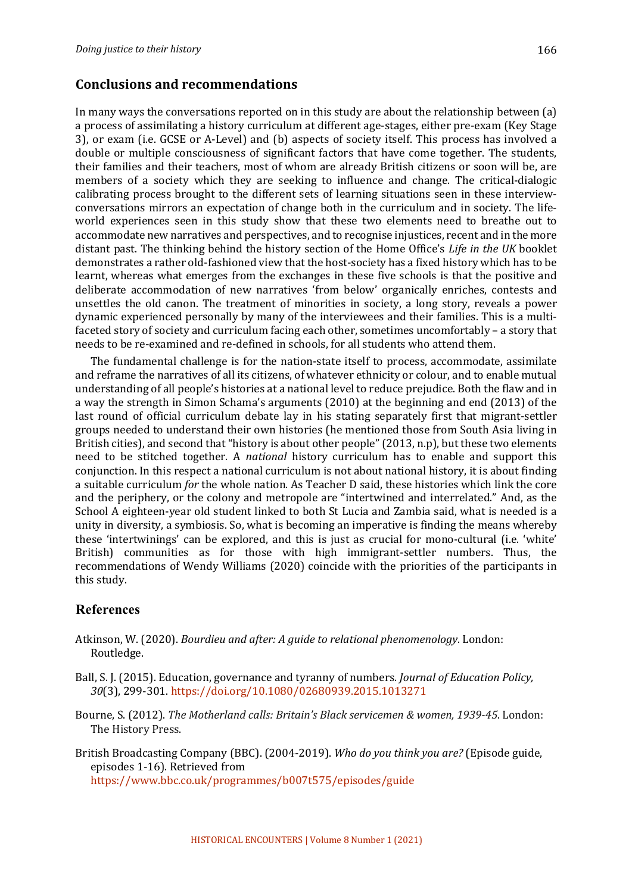## Conclusions and recommendations

In many ways the conversations reported on in this study are about the relationship between (a) a process of assimilating a history curriculum at different age-stages, either pre-exam (Key Stage 3), or exam (i.e. GCSE or A-Level) and (b) aspects of society itself. This process has involved a double or multiple consciousness of significant factors that have come together. The students, their families and their teachers, most of whom are already British citizens or soon will be, are members of a society which they are seeking to influence and change. The critical-dialogic calibrating process brought to the different sets of learning situations seen in these interview-conversations mirrors an expectation of change both in the curriculum and in society. The life-world experiences seen in this study show that these two elements need to breathe out to accommodate new narratives and perspectives, and to recognise injustices, recent and in the more distant past. The thinking behind the history section of the Home Office's *Life in the UK* booklet demonstrates a rather old-fashioned view that the host-society has a fixed history which has to be learnt, whereas what emerges from the exchanges in these five schools is that the positive and deliberate accommodation of new narratives 'from below' organically enriches, contests and unsettles the old canon. The treatment of minorities in society, a long story, reveals a power dynamic experienced personally by many of the interviewees and their families. This is a multi-faceted story of society and curriculum facing each other, sometimes uncomfortably – a story that needs to be re-examined and re-defined in schools, for all students who attend them.

The fundamental challenge is for the nation-state itself to process, accommodate, assimilate and reframe the narratives of all its citizens, of whatever ethnicity or colour, and to enable mutual understanding of all people's histories at a national level to reduce prejudice. Both the flaw and in a way the strength in Simon Schama's arguments (2010) at the beginning and end (2013) of the last round of official curriculum debate lay in his stating separately first that migrant-settler groups needed to understand their own histories (he mentioned those from South Asia living in British cities), and second that "history is about other people" (2013, n.p), but these two elements need to be stitched together. A *national* history curriculum has to enable and support this conjunction. In this respect a national curriculum is not about national history, it is about finding a suitable curriculum *for* the whole nation. As Teacher D said, these histories which link the core and the periphery, or the colony and metropole are "intertwined and interrelated." And, as the School A eighteen-year old student linked to both St Lucia and Zambia said, what is needed is a unity in diversity, a symbiosis. So, what is becoming an imperative is finding the means whereby these 'intertwinings' can be explored, and this is just as crucial for mono-cultural (i.e. 'white' British) communities as for those with high immigrant-settler numbers. Thus, the recommendations of Wendy Williams (2020) coincide with the priorities of the participants in this study.

## References

Atkinson, W. (2020). *Bourdieu and after: A guide to relational phenomenology*. London: Routledge.

Ball, S. J. (2015). Education, governance and tyranny of numbers. *Journal of Education Policy, 30*(3), 299-301. https://doi.org/10.1080/02680939.2015.1013271

Bourne, S. (2012). *The Motherland calls: Britain's Black servicemen & women, 1939-45*. London: The History Press.

British Broadcasting Company (BBC). (2004-2019). *Who do you think you are?* (Episode guide, episodes 1-16). Retrieved from https://www.bbc.co.uk/programmes/b007t575/episodes/guide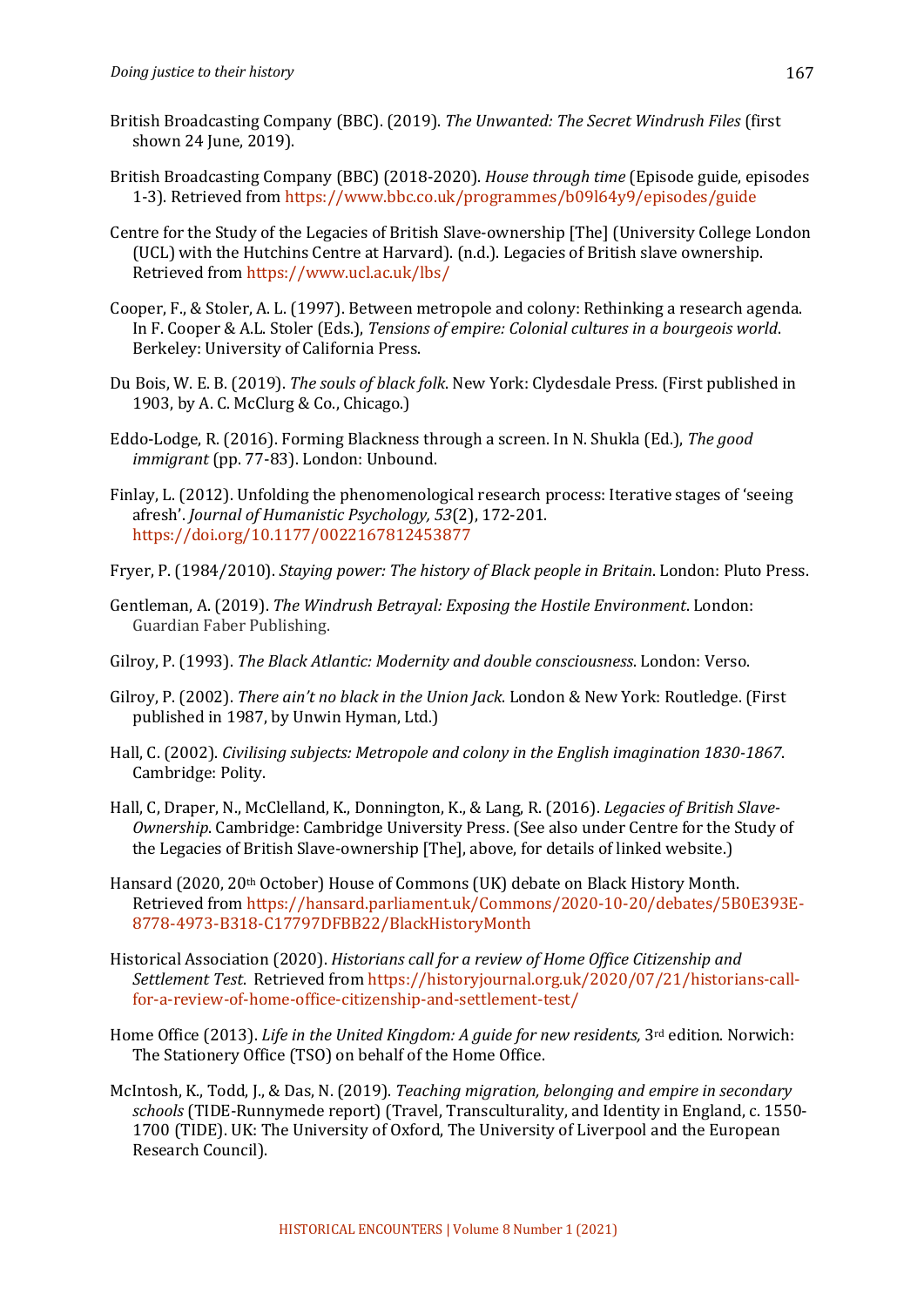British Broadcasting Company (BBC). (2019). *The Unwanted: The Secret Windrush Files* (first shown 24 June, 2019).

British Broadcasting Company (BBC) (2018-2020). *House through time* (Episode guide, episodes 1-3). Retrieved from https://www.bbc.co.uk/programmes/b09l64y9/episodes/guide

Centre for the Study of the Legacies of British Slave-ownership [The] (University College London (UCL) with the Hutchins Centre at Harvard). (n.d.). Legacies of British slave ownership. Retrieved from https://www.ucl.ac.uk/lbs/

Cooper, F., & Stoler, A. L. (1997). Between metropole and colony: Rethinking a research agenda. In F. Cooper & A.L. Stoler (Eds.), *Tensions of empire: Colonial cultures in a bourgeois world*. Berkeley: University of California Press.

Du Bois, W. E. B. (2019). *The souls of black folk*. New York: Clydesdale Press. (First published in 1903, by A. C. McClurg & Co., Chicago.)

Eddo-Lodge, R. (2016). Forming Blackness through a screen. In N. Shukla (Ed.), *The good immigrant* (pp. 77-83). London: Unbound.

Finlay, L. (2012). Unfolding the phenomenological research process: Iterative stages of 'seeing afresh'. *Journal of Humanistic Psychology, 53*(2), 172-201. https://doi.org/10.1177/0022167812453877

Fryer, P. (1984/2010). *Staying power: The history of Black people in Britain*. London: Pluto Press.

Gentleman, A. (2019). *The Windrush Betrayal: Exposing the Hostile Environment*. London: Guardian Faber Publishing.

Gilroy, P. (1993). *The Black Atlantic: Modernity and double consciousness*. London: Verso.

Gilroy, P. (2002). *There ain't no black in the Union Jack*. London & New York: Routledge. (First published in 1987, by Unwin Hyman, Ltd.)

Hall, C. (2002). *Civilising subjects: Metropole and colony in the English imagination 1830-1867*. Cambridge: Polity.

Hall, C, Draper, N., McClelland, K., Donnington, K., & Lang, R. (2016). *Legacies of British Slave-Ownership*. Cambridge: Cambridge University Press. (See also under Centre for the Study of the Legacies of British Slave-ownership [The], above, for details of linked website.)

Hansard (2020, 20th October) House of Commons (UK) debate on Black History Month. Retrieved from https://hansard.parliament.uk/Commons/2020-10-20/debates/5B0E393E-8778-4973-B318-C17797DFBB22/BlackHistoryMonth

Historical Association (2020). *Historians call for a review of Home Office Citizenship and Settlement Test*. Retrieved from https://historyjournal.org.uk/2020/07/21/historians-call-for-a-review-of-home-office-citizenship-and-settlement-test/

Home Office (2013). *Life in the United Kingdom: A guide for new residents,* 3rd edition. Norwich: The Stationery Office (TSO) on behalf of the Home Office.

McIntosh, K., Todd, J., & Das, N. (2019). *Teaching migration, belonging and empire in secondary schools* (TIDE-Runnymede report) (Travel, Transculturality, and Identity in England, c. 1550-1700 (TIDE). UK: The University of Oxford, The University of Liverpool and the European Research Council).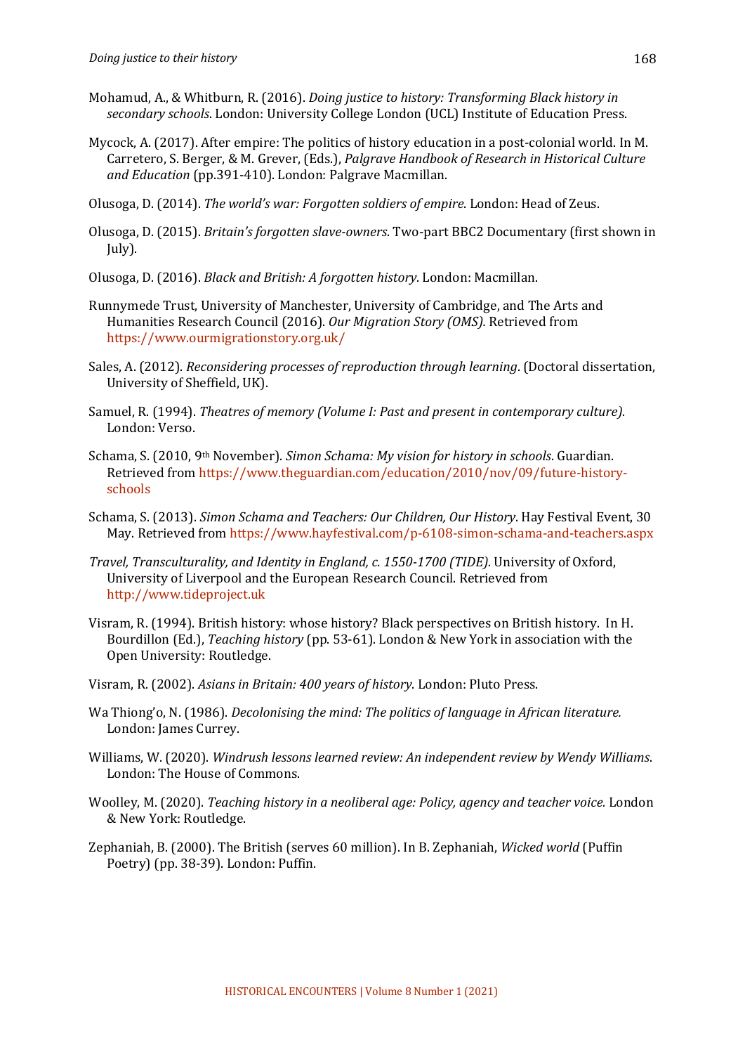Mohamud, A., & Whitburn, R. (2016). *Doing justice to history: Transforming Black history in secondary schools*. London: University College London (UCL) Institute of Education Press.

Mycock, A. (2017). After empire: The politics of history education in a post-colonial world. In M. Carretero, S. Berger, & M. Grever, (Eds.), *Palgrave Handbook of Research in Historical Culture and Education* (pp.391-410). London: Palgrave Macmillan.

Olusoga, D. (2014). *The world's war: Forgotten soldiers of empire*. London: Head of Zeus.

Olusoga, D. (2015). *Britain's forgotten slave-owners*. Two-part BBC2 Documentary (first shown in July).

Olusoga, D. (2016). *Black and British: A forgotten history*. London: Macmillan.

Runnymede Trust, University of Manchester, University of Cambridge, and The Arts and Humanities Research Council (2016). *Our Migration Story (OMS).* Retrieved from https://www.ourmigrationstory.org.uk/

Sales, A. (2012). *Reconsidering processes of reproduction through learning*. (Doctoral dissertation, University of Sheffield, UK).

Samuel, R. (1994). *Theatres of memory (Volume I: Past and present in contemporary culture).* London: Verso.

Schama, S. (2010, 9th November). *Simon Schama: My vision for history in schools*. Guardian. Retrieved from https://www.theguardian.com/education/2010/nov/09/future-history-schools

Schama, S. (2013). *Simon Schama and Teachers: Our Children, Our History*. Hay Festival Event, 30 May. Retrieved from https://www.hayfestival.com/p-6108-simon-schama-and-teachers.aspx

*Travel, Transculturality, and Identity in England, c. 1550-1700 (TIDE).* University of Oxford, University of Liverpool and the European Research Council. Retrieved from http://www.tideproject.uk

Visram, R. (1994). British history: whose history? Black perspectives on British history. In H. Bourdillon (Ed.), *Teaching history* (pp. 53-61). London & New York in association with the Open University: Routledge.

Visram, R. (2002). *Asians in Britain: 400 years of history.* London: Pluto Press.

Wa Thiong'o, N. (1986). *Decolonising the mind: The politics of language in African literature.* London: James Currey.

Williams, W. (2020). *Windrush lessons learned review: An independent review by Wendy Williams*. London: The House of Commons.

Woolley, M. (2020). *Teaching history in a neoliberal age: Policy, agency and teacher voice.* London & New York: Routledge.

Zephaniah, B. (2000). The British (serves 60 million). In B. Zephaniah, *Wicked world* (Puffin Poetry) (pp. 38-39). London: Puffin.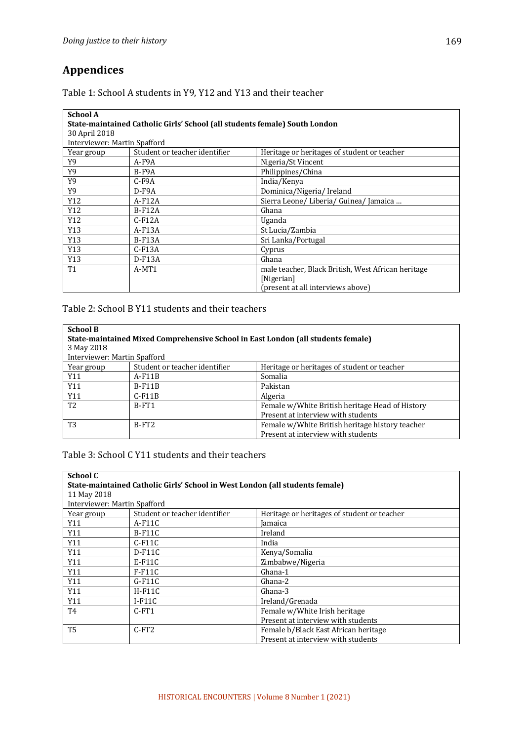## Appendices

Table 1: School A students in Y9, Y12 and Y13 and their teacher

| **School A**<br>**State-maintained Catholic Girls' School (all students female) South London**<br>30 April 2018<br>Interviewer: Martin Spafford | | |
|---|---|---|
| Year group | Student or teacher identifier | Heritage or heritages of student or teacher |
| Y9 | A-F9A | Nigeria/St Vincent |
| Y9 | B-F9A | Philippines/China |
| Y9 | C-F9A | India/Kenya |
| Y9 | D-F9A | Dominica/Nigeria/ Ireland |
| Y12 | A-F12A | Sierra Leone/ Liberia/ Guinea/ Jamaica … |
| Y12 | B-F12A | Ghana |
| Y12 | C-F12A | Uganda |
| Y13 | A-F13A | St Lucia/Zambia |
| Y13 | B-F13A | Sri Lanka/Portugal |
| Y13 | C-F13A | Cyprus |
| Y13 | D-F13A | Ghana |
| T1 | A-MT1 | male teacher, Black British, West African heritage [Nigerian]<br>(present at all interviews above) |

Table 2: School B Y11 students and their teachers

| **School B**<br>**State-maintained Mixed Comprehensive School in East London (all students female)**<br>3 May 2018<br>Interviewer: Martin Spafford | | |
|---|---|---|
| Year group | Student or teacher identifier | Heritage or heritages of student or teacher |
| Y11 | A-F11B | Somalia |
| Y11 | B-F11B | Pakistan |
| Y11 | C-F11B | Algeria |
| T2 | B-FT1 | Female w/White British heritage Head of History<br>Present at interview with students |
| T3 | B-FT2 | Female w/White British heritage history teacher<br>Present at interview with students |

Table 3: School C Y11 students and their teachers

| **School C**<br>**State-maintained Catholic Girls' School in West London (all students female)**<br>11 May 2018<br>Interviewer: Martin Spafford | | |
|---|---|---|
| Year group | Student or teacher identifier | Heritage or heritages of student or teacher |
| Y11 | A-F11C | Jamaica |
| Y11 | B-F11C | Ireland |
| Y11 | C-F11C | India |
| Y11 | D-F11C | Kenya/Somalia |
| Y11 | E-F11C | Zimbabwe/Nigeria |
| Y11 | F-F11C | Ghana-1 |
| Y11 | G-F11C | Ghana-2 |
| Y11 | H-F11C | Ghana-3 |
| Y11 | I-F11C | Ireland/Grenada |
| T4 | C-FT1 | Female w/White Irish heritage<br>Present at interview with students |
| T5 | C-FT2 | Female b/Black East African heritage<br>Present at interview with students |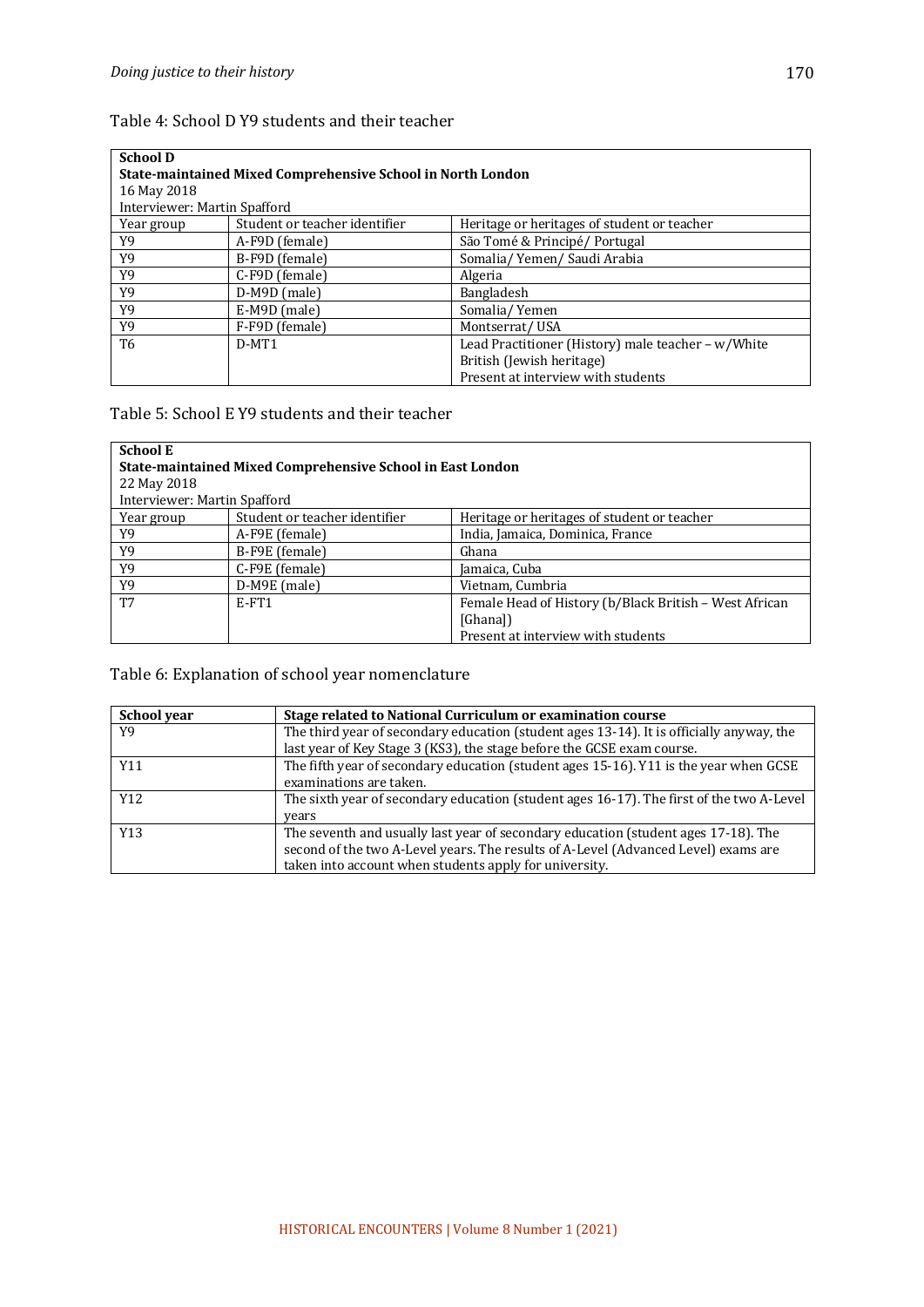Table 4: School D Y9 students and their teacher

| **School D** | | |
|---|---|---|
| **State-maintained Mixed Comprehensive School in North London** | | |
| 16 May 2018 | | |
| Interviewer: Martin Spafford | | |
| Year group | Student or teacher identifier | Heritage or heritages of student or teacher |
| Y9 | A-F9D (female) | São Tomé & Principé/ Portugal |
| Y9 | B-F9D (female) | Somalia/ Yemen/ Saudi Arabia |
| Y9 | C-F9D (female) | Algeria |
| Y9 | D-M9D (male) | Bangladesh |
| Y9 | E-M9D (male) | Somalia/ Yemen |
| Y9 | F-F9D (female) | Montserrat/ USA |
| T6 | D-MT1 | Lead Practitioner (History) male teacher – w/White British (Jewish heritage) Present at interview with students |

Table 5: School E Y9 students and their teacher

| **School E** | | |
|---|---|---|
| **State-maintained Mixed Comprehensive School in East London** | | |
| 22 May 2018 | | |
| Interviewer: Martin Spafford | | |
| Year group | Student or teacher identifier | Heritage or heritages of student or teacher |
| Y9 | A-F9E (female) | India, Jamaica, Dominica, France |
| Y9 | B-F9E (female) | Ghana |
| Y9 | C-F9E (female) | Jamaica, Cuba |
| Y9 | D-M9E (male) | Vietnam, Cumbria |
| T7 | E-FT1 | Female Head of History (b/Black British – West African [Ghana]) Present at interview with students |

Table 6: Explanation of school year nomenclature

| **School year** | **Stage related to National Curriculum or examination course** |
|---|---|
| Y9 | The third year of secondary education (student ages 13-14). It is officially anyway, the last year of Key Stage 3 (KS3), the stage before the GCSE exam course. |
| Y11 | The fifth year of secondary education (student ages 15-16). Y11 is the year when GCSE examinations are taken. |
| Y12 | The sixth year of secondary education (student ages 16-17). The first of the two A-Level years |
| Y13 | The seventh and usually last year of secondary education (student ages 17-18). The second of the two A-Level years. The results of A-Level (Advanced Level) exams are taken into account when students apply for university. |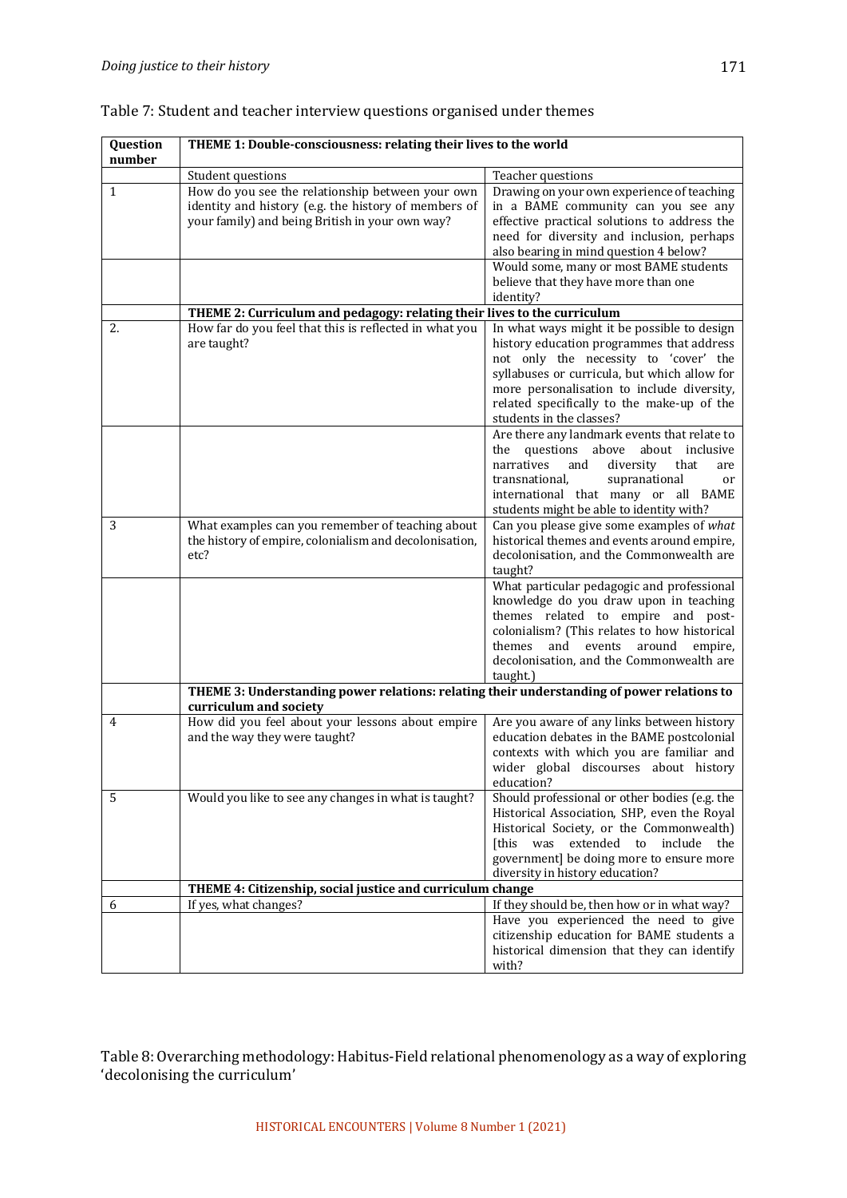Table 7: Student and teacher interview questions organised under themes

| Question number | THEME 1: Double-consciousness: relating their lives to the world | |
|---|---|---|
| | Student questions | Teacher questions |
| 1 | How do you see the relationship between your own identity and history (e.g. the history of members of your family) and being British in your own way? | Drawing on your own experience of teaching in a BAME community can you see any effective practical solutions to address the need for diversity and inclusion, perhaps also bearing in mind question 4 below? |
| | | Would some, many or most BAME students believe that they have more than one identity? |
| | **THEME 2: Curriculum and pedagogy: relating their lives to the curriculum** | |
| 2. | How far do you feel that this is reflected in what you are taught? | In what ways might it be possible to design history education programmes that address not only the necessity to 'cover' the syllabuses or curricula, but which allow for more personalisation to include diversity, related specifically to the make-up of the students in the classes? |
| | | Are there any landmark events that relate to the questions above about inclusive narratives and diversity that are transnational, supranational or international that many or all BAME students might be able to identity with? |
| 3 | What examples can you remember of teaching about the history of empire, colonialism and decolonisation, etc? | Can you please give some examples of *what* historical themes and events around empire, decolonisation, and the Commonwealth are taught? |
| | | What particular pedagogic and professional knowledge do you draw upon in teaching themes related to empire and post-colonialism? (This relates to how historical themes and events around empire, decolonisation, and the Commonwealth are taught.) |
| | **THEME 3: Understanding power relations: relating their understanding of power relations to curriculum and society** | |
| 4 | How did you feel about your lessons about empire and the way they were taught? | Are you aware of any links between history education debates in the BAME postcolonial contexts with which you are familiar and wider global discourses about history education? |
| 5 | Would you like to see any changes in what is taught? | Should professional or other bodies (e.g. the Historical Association, SHP, even the Royal Historical Society, or the Commonwealth) [this was extended to include the government] be doing more to ensure more diversity in history education? |
| | **THEME 4: Citizenship, social justice and curriculum change** | |
| 6 | If yes, what changes? | If they should be, then how or in what way? |
| | | Have you experienced the need to give citizenship education for BAME students a historical dimension that they can identify with? |

Table 8: Overarching methodology: Habitus-Field relational phenomenology as a way of exploring 'decolonising the curriculum'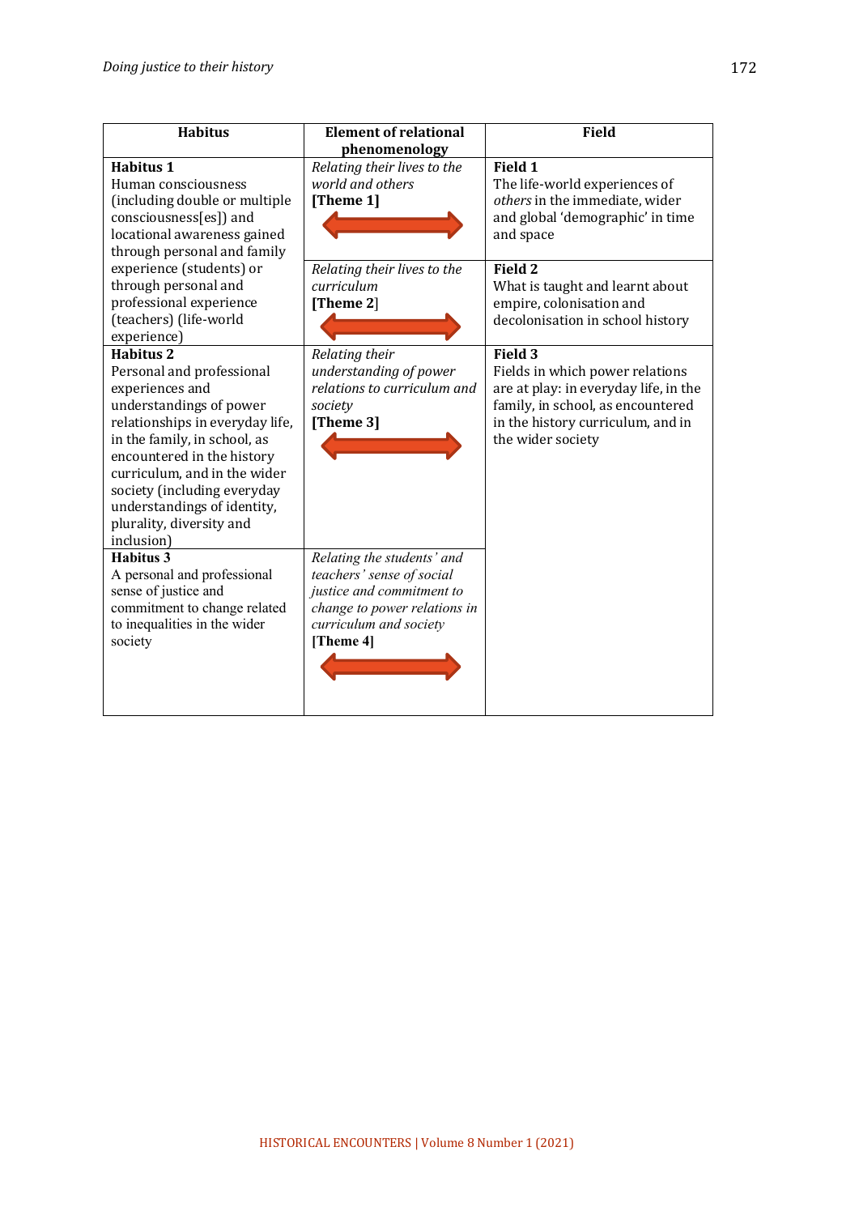| Habitus | Element of relational phenomenology | Field |
|---|---|---|
| **Habitus 1**<br>Human consciousness (including double or multiple consciousness[es]) and locational awareness gained through personal and family experience (students) or through personal and professional experience (teachers) (life-world experience) | *Relating their lives to the world and others*<br>**[Theme 1]** | **Field 1**<br>The life-world experiences of *others* in the immediate, wider and global 'demographic' in time and space |
| | *Relating their lives to the curriculum*<br>**[Theme 2]** | **Field 2**<br>What is taught and learnt about empire, colonisation and decolonisation in school history |
| **Habitus 2**<br>Personal and professional experiences and understandings of power relationships in everyday life, in the family, in school, as encountered in the history curriculum, and in the wider society (including everyday understandings of identity, plurality, diversity and inclusion) | *Relating their understanding of power relations to curriculum and society*<br>**[Theme 3]** | **Field 3**<br>Fields in which power relations are at play: in everyday life, in the family, in school, as encountered in the history curriculum, and in the wider society |
| **Habitus 3**<br>A personal and professional sense of justice and commitment to change related to inequalities in the wider society | *Relating the students' and teachers' sense of social justice and commitment to change to power relations in curriculum and society*<br>**[Theme 4]** | |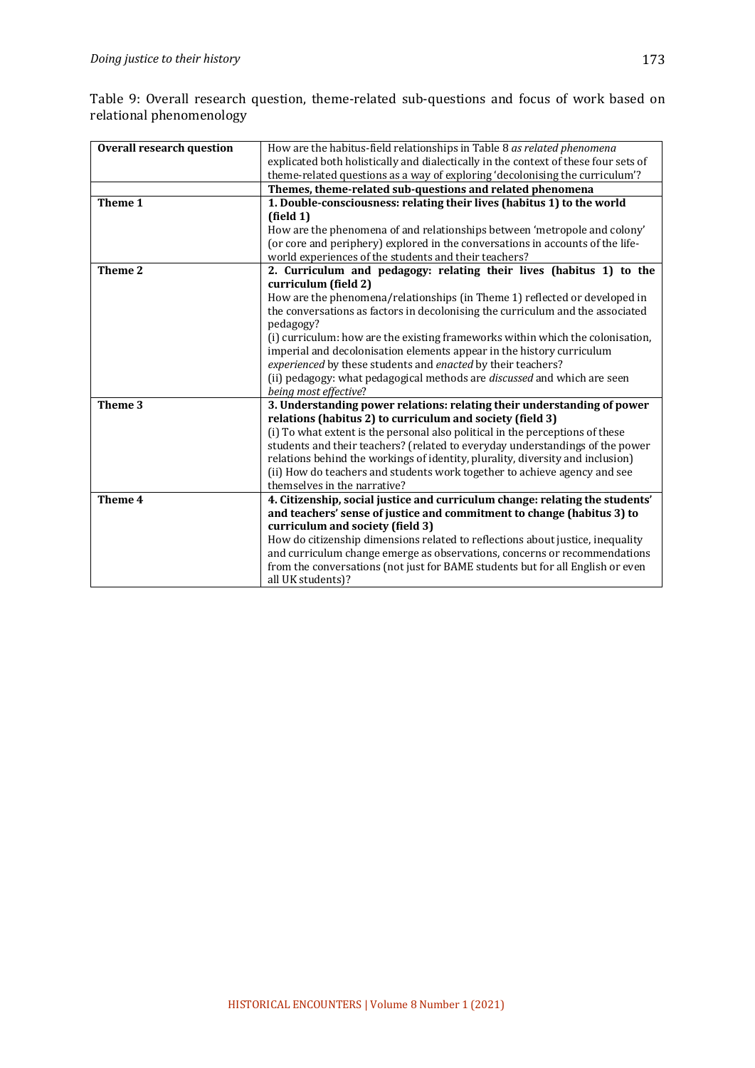Table 9: Overall research question, theme-related sub-questions and focus of work based on relational phenomenology

| **Overall research question** | How are the habitus-field relationships in Table 8 *as related phenomena* explicated both holistically and dialectically in the context of these four sets of theme-related questions as a way of exploring 'decolonising the curriculum'? |
|---|---|
| | **Themes, theme-related sub-questions and related phenomena** |
| **Theme 1** | **1. Double-consciousness: relating their lives (habitus 1) to the world (field 1)**<br>How are the phenomena of and relationships between 'metropole and colony' (or core and periphery) explored in the conversations in accounts of the life-world experiences of the students and their teachers? |
| **Theme 2** | **2. Curriculum and pedagogy: relating their lives (habitus 1) to the curriculum (field 2)**<br>How are the phenomena/relationships (in Theme 1) reflected or developed in the conversations as factors in decolonising the curriculum and the associated pedagogy?<br>(i) curriculum: how are the existing frameworks within which the colonisation, imperial and decolonisation elements appear in the history curriculum *experienced* by these students and *enacted* by their teachers?<br>(ii) pedagogy: what pedagogical methods are *discussed* and which are seen *being most effective*? |
| **Theme 3** | **3. Understanding power relations: relating their understanding of power relations (habitus 2) to curriculum and society (field 3)**<br>(i) To what extent is the personal also political in the perceptions of these students and their teachers? (related to everyday understandings of the power relations behind the workings of identity, plurality, diversity and inclusion)<br>(ii) How do teachers and students work together to achieve agency and see themselves in the narrative? |
| **Theme 4** | **4. Citizenship, social justice and curriculum change: relating the students' and teachers' sense of justice and commitment to change (habitus 3) to curriculum and society (field 3)**<br>How do citizenship dimensions related to reflections about justice, inequality and curriculum change emerge as observations, concerns or recommendations from the conversations (not just for BAME students but for all English or even all UK students)? |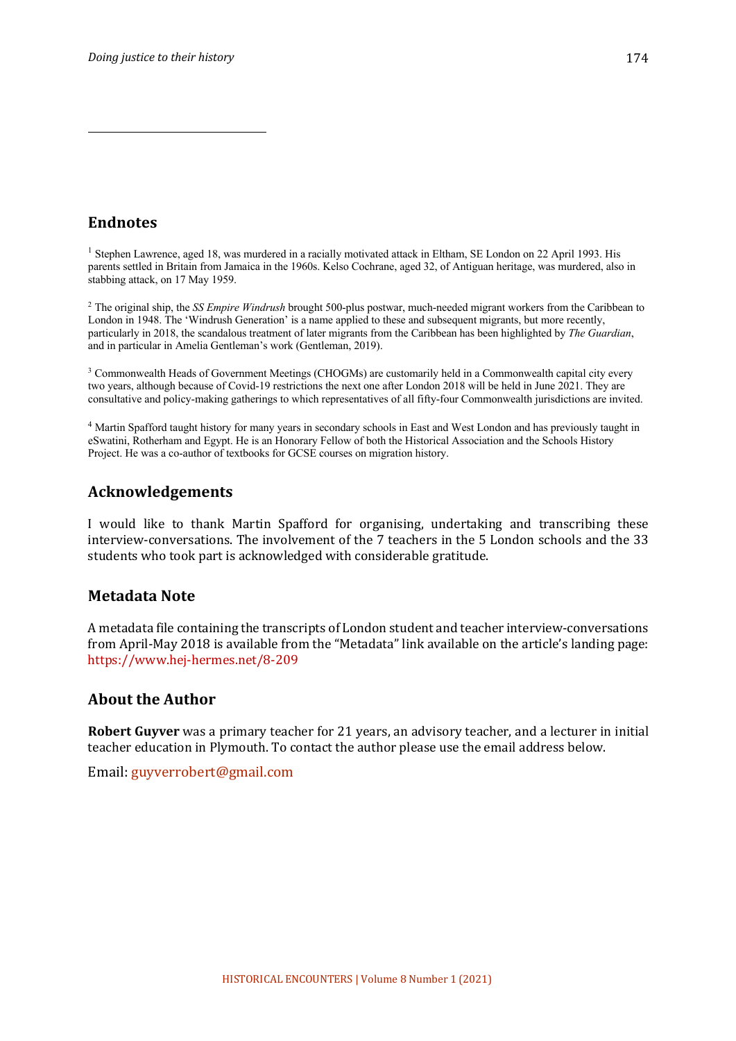## Endnotes

[1] Stephen Lawrence, aged 18, was murdered in a racially motivated attack in Eltham, SE London on 22 April 1993. His parents settled in Britain from Jamaica in the 1960s. Kelso Cochrane, aged 32, of Antiguan heritage, was murdered, also in stabbing attack, on 17 May 1959.

[2] The original ship, the *SS Empire Windrush* brought 500-plus postwar, much-needed migrant workers from the Caribbean to London in 1948. The 'Windrush Generation' is a name applied to these and subsequent migrants, but more recently, particularly in 2018, the scandalous treatment of later migrants from the Caribbean has been highlighted by *The Guardian*, and in particular in Amelia Gentleman's work (Gentleman, 2019).

[3] Commonwealth Heads of Government Meetings (CHOGMs) are customarily held in a Commonwealth capital city every two years, although because of Covid-19 restrictions the next one after London 2018 will be held in June 2021. They are consultative and policy-making gatherings to which representatives of all fifty-four Commonwealth jurisdictions are invited.

[4] Martin Spafford taught history for many years in secondary schools in East and West London and has previously taught in eSwatini, Rotherham and Egypt. He is an Honorary Fellow of both the Historical Association and the Schools History Project. He was a co-author of textbooks for GCSE courses on migration history.

## Acknowledgements

I would like to thank Martin Spafford for organising, undertaking and transcribing these interview-conversations. The involvement of the 7 teachers in the 5 London schools and the 33 students who took part is acknowledged with considerable gratitude.

## Metadata Note

A metadata file containing the transcripts of London student and teacher interview-conversations from April-May 2018 is available from the "Metadata" link available on the article's landing page: https://www.hej-hermes.net/8-209

## About the Author

**Robert Guyver** was a primary teacher for 21 years, an advisory teacher, and a lecturer in initial teacher education in Plymouth. To contact the author please use the email address below.

Email: guyverrobert@gmail.com